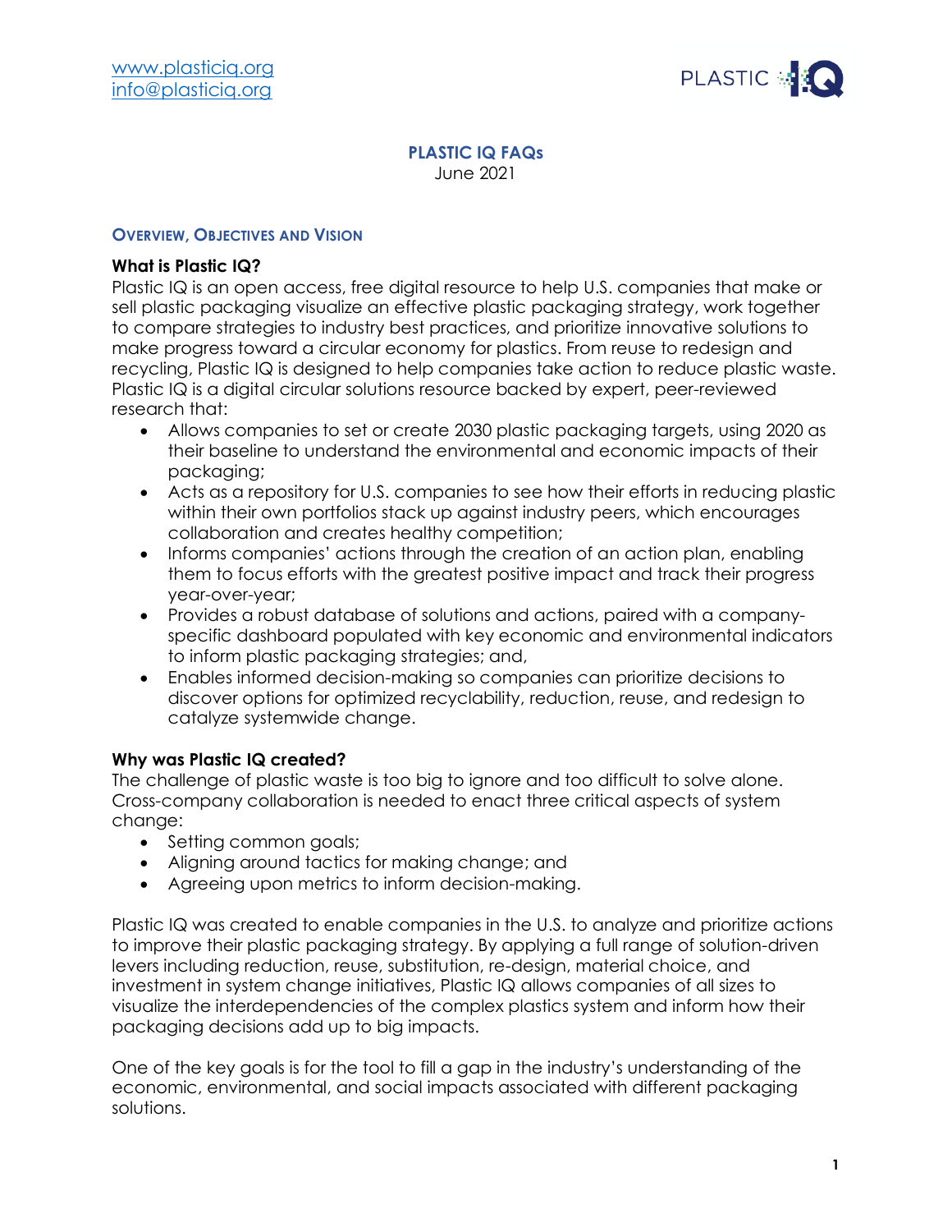www.plasticiq.org
info@plasticiq.org

# PLASTIC IQ FAQs

June 2021

## Overview, Objectives and Vision

### What is Plastic IQ?

Plastic IQ is an open access, free digital resource to help U.S. companies that make or sell plastic packaging visualize an effective plastic packaging strategy, work together to compare strategies to industry best practices, and prioritize innovative solutions to make progress toward a circular economy for plastics. From reuse to redesign and recycling, Plastic IQ is designed to help companies take action to reduce plastic waste. Plastic IQ is a digital circular solutions resource backed by expert, peer-reviewed research that:

- Allows companies to set or create 2030 plastic packaging targets, using 2020 as their baseline to understand the environmental and economic impacts of their packaging;
- Acts as a repository for U.S. companies to see how their efforts in reducing plastic within their own portfolios stack up against industry peers, which encourages collaboration and creates healthy competition;
- Informs companies' actions through the creation of an action plan, enabling them to focus efforts with the greatest positive impact and track their progress year-over-year;
- Provides a robust database of solutions and actions, paired with a company-specific dashboard populated with key economic and environmental indicators to inform plastic packaging strategies; and,
- Enables informed decision-making so companies can prioritize decisions to discover options for optimized recyclability, reduction, reuse, and redesign to catalyze systemwide change.

### Why was Plastic IQ created?

The challenge of plastic waste is too big to ignore and too difficult to solve alone. Cross-company collaboration is needed to enact three critical aspects of system change:

- Setting common goals;
- Aligning around tactics for making change; and
- Agreeing upon metrics to inform decision-making.

Plastic IQ was created to enable companies in the U.S. to analyze and prioritize actions to improve their plastic packaging strategy. By applying a full range of solution-driven levers including reduction, reuse, substitution, re-design, material choice, and investment in system change initiatives, Plastic IQ allows companies of all sizes to visualize the interdependencies of the complex plastics system and inform how their packaging decisions add up to big impacts.

One of the key goals is for the tool to fill a gap in the industry's understanding of the economic, environmental, and social impacts associated with different packaging solutions.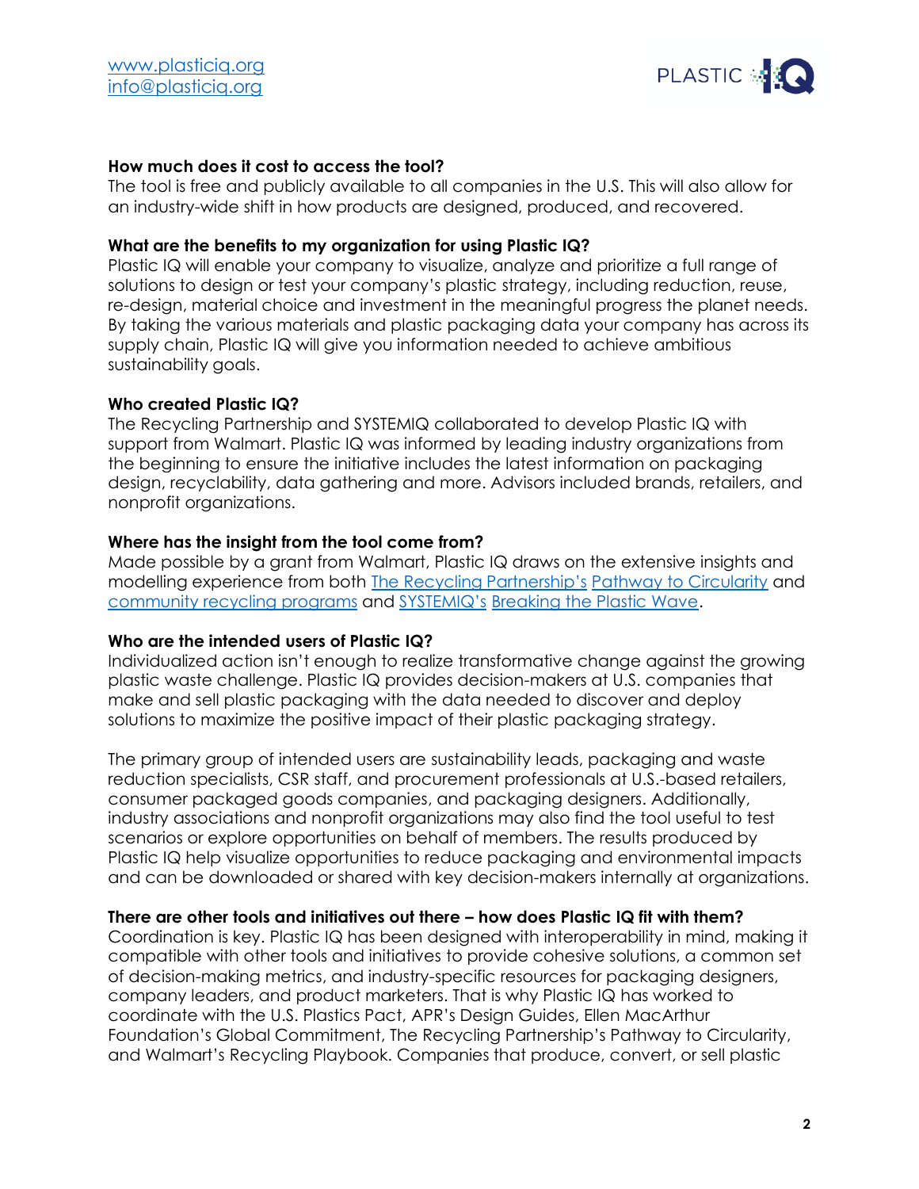**How much does it cost to access the tool?**

The tool is free and publicly available to all companies in the U.S. This will also allow for an industry-wide shift in how products are designed, produced, and recovered.

**What are the benefits to my organization for using Plastic IQ?**

Plastic IQ will enable your company to visualize, analyze and prioritize a full range of solutions to design or test your company's plastic strategy, including reduction, reuse, re-design, material choice and investment in the meaningful progress the planet needs. By taking the various materials and plastic packaging data your company has across its supply chain, Plastic IQ will give you information needed to achieve ambitious sustainability goals.

**Who created Plastic IQ?**

The Recycling Partnership and SYSTEMIQ collaborated to develop Plastic IQ with support from Walmart. Plastic IQ was informed by leading industry organizations from the beginning to ensure the initiative includes the latest information on packaging design, recyclability, data gathering and more. Advisors included brands, retailers, and nonprofit organizations.

**Where has the insight from the tool come from?**

Made possible by a grant from Walmart, Plastic IQ draws on the extensive insights and modelling experience from both The Recycling Partnership's Pathway to Circularity and community recycling programs and SYSTEMIQ's Breaking the Plastic Wave.

**Who are the intended users of Plastic IQ?**

Individualized action isn't enough to realize transformative change against the growing plastic waste challenge. Plastic IQ provides decision-makers at U.S. companies that make and sell plastic packaging with the data needed to discover and deploy solutions to maximize the positive impact of their plastic packaging strategy.

The primary group of intended users are sustainability leads, packaging and waste reduction specialists, CSR staff, and procurement professionals at U.S.-based retailers, consumer packaged goods companies, and packaging designers. Additionally, industry associations and nonprofit organizations may also find the tool useful to test scenarios or explore opportunities on behalf of members. The results produced by Plastic IQ help visualize opportunities to reduce packaging and environmental impacts and can be downloaded or shared with key decision-makers internally at organizations.

**There are other tools and initiatives out there – how does Plastic IQ fit with them?**

Coordination is key. Plastic IQ has been designed with interoperability in mind, making it compatible with other tools and initiatives to provide cohesive solutions, a common set of decision-making metrics, and industry-specific resources for packaging designers, company leaders, and product marketers. That is why Plastic IQ has worked to coordinate with the U.S. Plastics Pact, APR's Design Guides, Ellen MacArthur Foundation's Global Commitment, The Recycling Partnership's Pathway to Circularity, and Walmart's Recycling Playbook. Companies that produce, convert, or sell plastic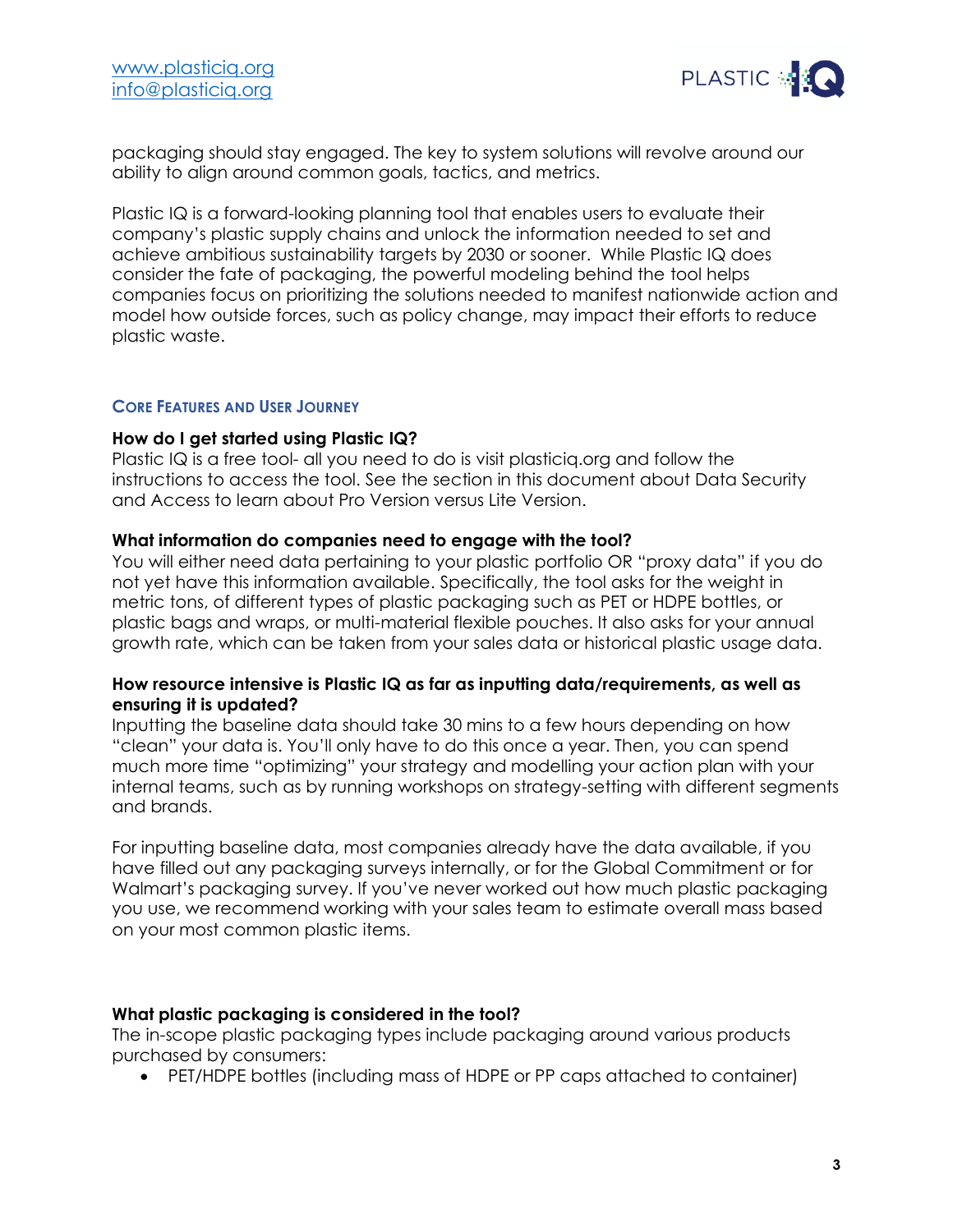packaging should stay engaged. The key to system solutions will revolve around our ability to align around common goals, tactics, and metrics.

Plastic IQ is a forward-looking planning tool that enables users to evaluate their company's plastic supply chains and unlock the information needed to set and achieve ambitious sustainability targets by 2030 or sooner. While Plastic IQ does consider the fate of packaging, the powerful modeling behind the tool helps companies focus on prioritizing the solutions needed to manifest nationwide action and model how outside forces, such as policy change, may impact their efforts to reduce plastic waste.

## Core Features and User Journey

**How do I get started using Plastic IQ?**
Plastic IQ is a free tool- all you need to do is visit plasticiq.org and follow the instructions to access the tool. See the section in this document about Data Security and Access to learn about Pro Version versus Lite Version.

**What information do companies need to engage with the tool?**
You will either need data pertaining to your plastic portfolio OR "proxy data" if you do not yet have this information available. Specifically, the tool asks for the weight in metric tons, of different types of plastic packaging such as PET or HDPE bottles, or plastic bags and wraps, or multi-material flexible pouches. It also asks for your annual growth rate, which can be taken from your sales data or historical plastic usage data.

**How resource intensive is Plastic IQ as far as inputting data/requirements, as well as ensuring it is updated?**
Inputting the baseline data should take 30 mins to a few hours depending on how "clean" your data is. You'll only have to do this once a year. Then, you can spend much more time "optimizing" your strategy and modelling your action plan with your internal teams, such as by running workshops on strategy-setting with different segments and brands.

For inputting baseline data, most companies already have the data available, if you have filled out any packaging surveys internally, or for the Global Commitment or for Walmart's packaging survey. If you've never worked out how much plastic packaging you use, we recommend working with your sales team to estimate overall mass based on your most common plastic items.

**What plastic packaging is considered in the tool?**
The in-scope plastic packaging types include packaging around various products purchased by consumers:

- PET/HDPE bottles (including mass of HDPE or PP caps attached to container)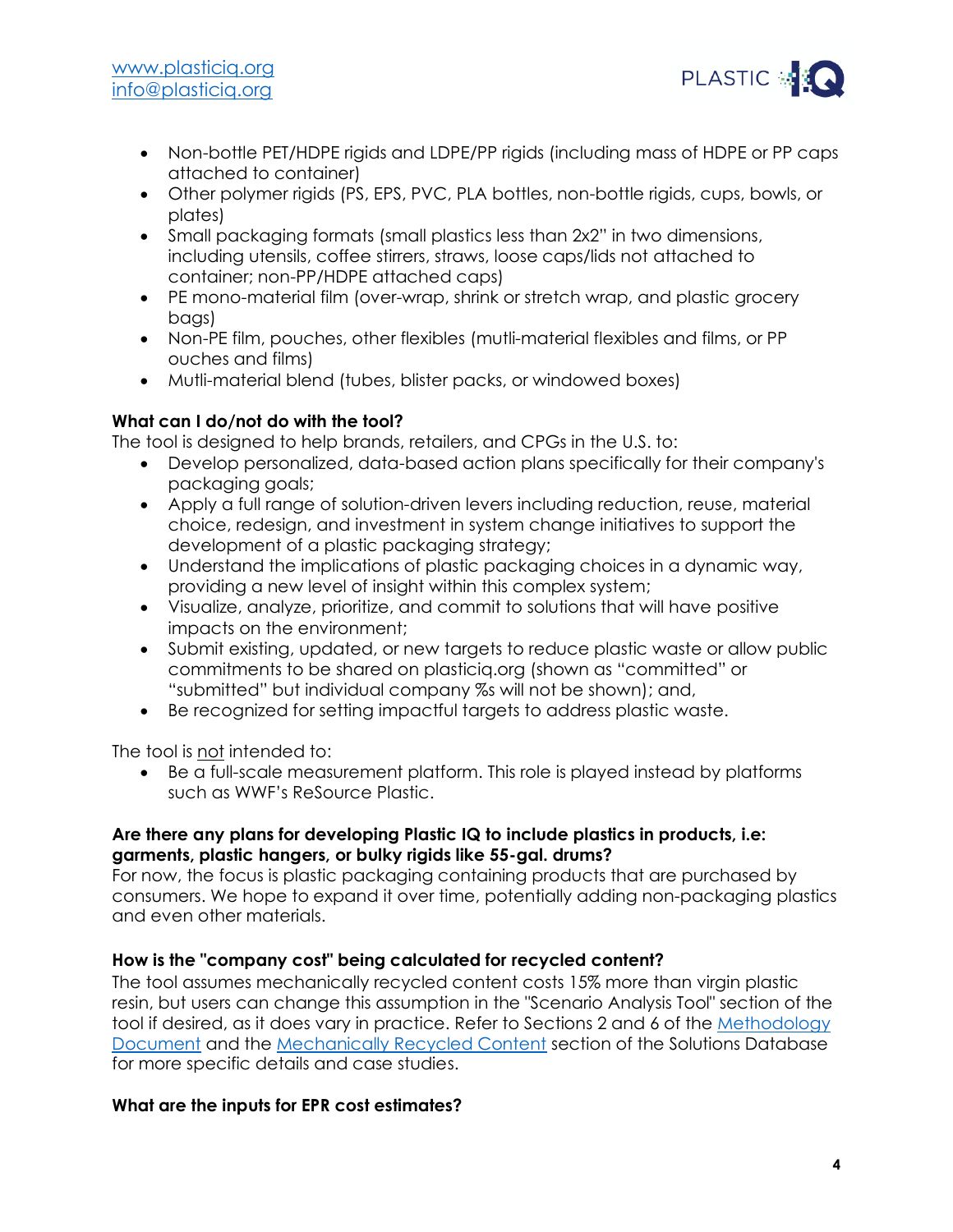- Non-bottle PET/HDPE rigids and LDPE/PP rigids (including mass of HDPE or PP caps attached to container)
- Other polymer rigids (PS, EPS, PVC, PLA bottles, non-bottle rigids, cups, bowls, or plates)
- Small packaging formats (small plastics less than 2x2" in two dimensions, including utensils, coffee stirrers, straws, loose caps/lids not attached to container; non-PP/HDPE attached caps)
- PE mono-material film (over-wrap, shrink or stretch wrap, and plastic grocery bags)
- Non-PE film, pouches, other flexibles (mutli-material flexibles and films, or PP ouches and films)
- Mutli-material blend (tubes, blister packs, or windowed boxes)

**What can I do/not do with the tool?**

The tool is designed to help brands, retailers, and CPGs in the U.S. to:

- Develop personalized, data-based action plans specifically for their company's packaging goals;
- Apply a full range of solution-driven levers including reduction, reuse, material choice, redesign, and investment in system change initiatives to support the development of a plastic packaging strategy;
- Understand the implications of plastic packaging choices in a dynamic way, providing a new level of insight within this complex system;
- Visualize, analyze, prioritize, and commit to solutions that will have positive impacts on the environment;
- Submit existing, updated, or new targets to reduce plastic waste or allow public commitments to be shared on plasticiq.org (shown as "committed" or "submitted" but individual company %s will not be shown); and,
- Be recognized for setting impactful targets to address plastic waste.

The tool is <u>not</u> intended to:

- Be a full-scale measurement platform. This role is played instead by platforms such as WWF's ReSource Plastic.

**Are there any plans for developing Plastic IQ to include plastics in products, i.e: garments, plastic hangers, or bulky rigids like 55-gal. drums?**

For now, the focus is plastic packaging containing products that are purchased by consumers. We hope to expand it over time, potentially adding non-packaging plastics and even other materials.

**How is the "company cost" being calculated for recycled content?**

The tool assumes mechanically recycled content costs 15% more than virgin plastic resin, but users can change this assumption in the "Scenario Analysis Tool" section of the tool if desired, as it does vary in practice. Refer to Sections 2 and 6 of the [Methodology Document]() and the [Mechanically Recycled Content]() section of the Solutions Database for more specific details and case studies.

**What are the inputs for EPR cost estimates?**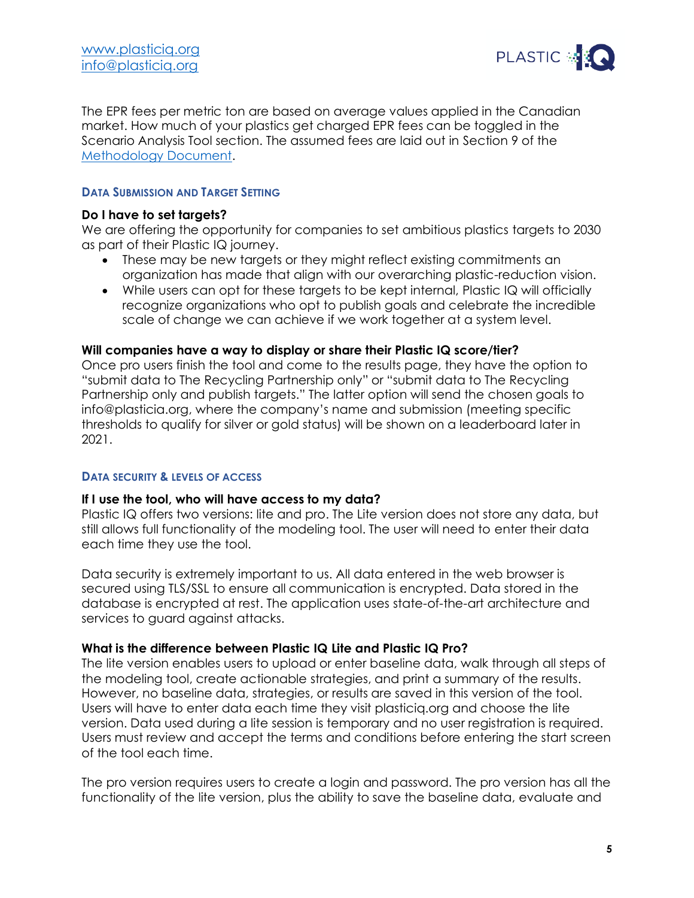The EPR fees per metric ton are based on average values applied in the Canadian market. How much of your plastics get charged EPR fees can be toggled in the Scenario Analysis Tool section. The assumed fees are laid out in Section 9 of the Methodology Document.

### Data Submission and Target Setting

**Do I have to set targets?**

We are offering the opportunity for companies to set ambitious plastics targets to 2030 as part of their Plastic IQ journey.

- These may be new targets or they might reflect existing commitments an organization has made that align with our overarching plastic-reduction vision.
- While users can opt for these targets to be kept internal, Plastic IQ will officially recognize organizations who opt to publish goals and celebrate the incredible scale of change we can achieve if we work together at a system level.

**Will companies have a way to display or share their Plastic IQ score/tier?**

Once pro users finish the tool and come to the results page, they have the option to "submit data to The Recycling Partnership only" or "submit data to The Recycling Partnership only and publish targets." The latter option will send the chosen goals to info@plasticia.org, where the company's name and submission (meeting specific thresholds to qualify for silver or gold status) will be shown on a leaderboard later in 2021.

### Data Security & Levels of Access

**If I use the tool, who will have access to my data?**

Plastic IQ offers two versions: lite and pro. The Lite version does not store any data, but still allows full functionality of the modeling tool. The user will need to enter their data each time they use the tool.

Data security is extremely important to us. All data entered in the web browser is secured using TLS/SSL to ensure all communication is encrypted. Data stored in the database is encrypted at rest. The application uses state-of-the-art architecture and services to guard against attacks.

**What is the difference between Plastic IQ Lite and Plastic IQ Pro?**

The lite version enables users to upload or enter baseline data, walk through all steps of the modeling tool, create actionable strategies, and print a summary of the results. However, no baseline data, strategies, or results are saved in this version of the tool. Users will have to enter data each time they visit plasticiq.org and choose the lite version. Data used during a lite session is temporary and no user registration is required. Users must review and accept the terms and conditions before entering the start screen of the tool each time.

The pro version requires users to create a login and password. The pro version has all the functionality of the lite version, plus the ability to save the baseline data, evaluate and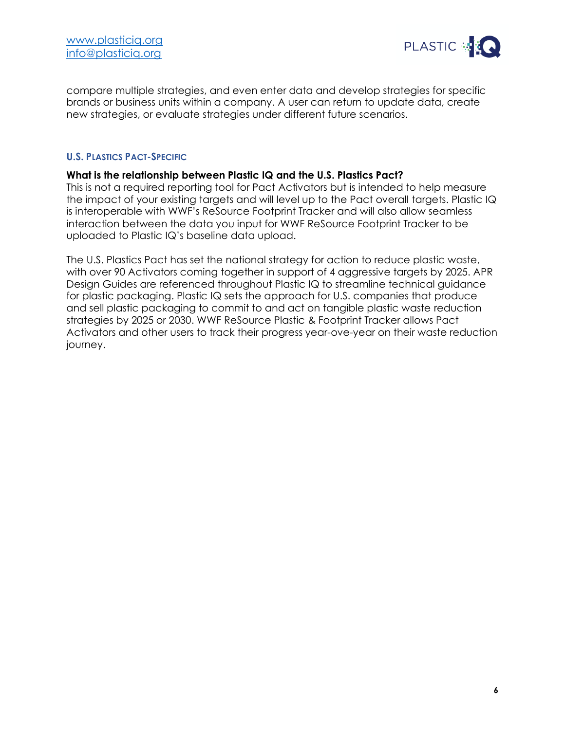compare multiple strategies, and even enter data and develop strategies for specific brands or business units within a company. A user can return to update data, create new strategies, or evaluate strategies under different future scenarios.

### U.S. Plastics Pact-Specific

**What is the relationship between Plastic IQ and the U.S. Plastics Pact?**

This is not a required reporting tool for Pact Activators but is intended to help measure the impact of your existing targets and will level up to the Pact overall targets. Plastic IQ is interoperable with WWF's ReSource Footprint Tracker and will also allow seamless interaction between the data you input for WWF ReSource Footprint Tracker to be uploaded to Plastic IQ's baseline data upload.

The U.S. Plastics Pact has set the national strategy for action to reduce plastic waste, with over 90 Activators coming together in support of 4 aggressive targets by 2025. APR Design Guides are referenced throughout Plastic IQ to streamline technical guidance for plastic packaging. Plastic IQ sets the approach for U.S. companies that produce and sell plastic packaging to commit to and act on tangible plastic waste reduction strategies by 2025 or 2030. WWF ReSource Plastic & Footprint Tracker allows Pact Activators and other users to track their progress year-ove-year on their waste reduction journey.